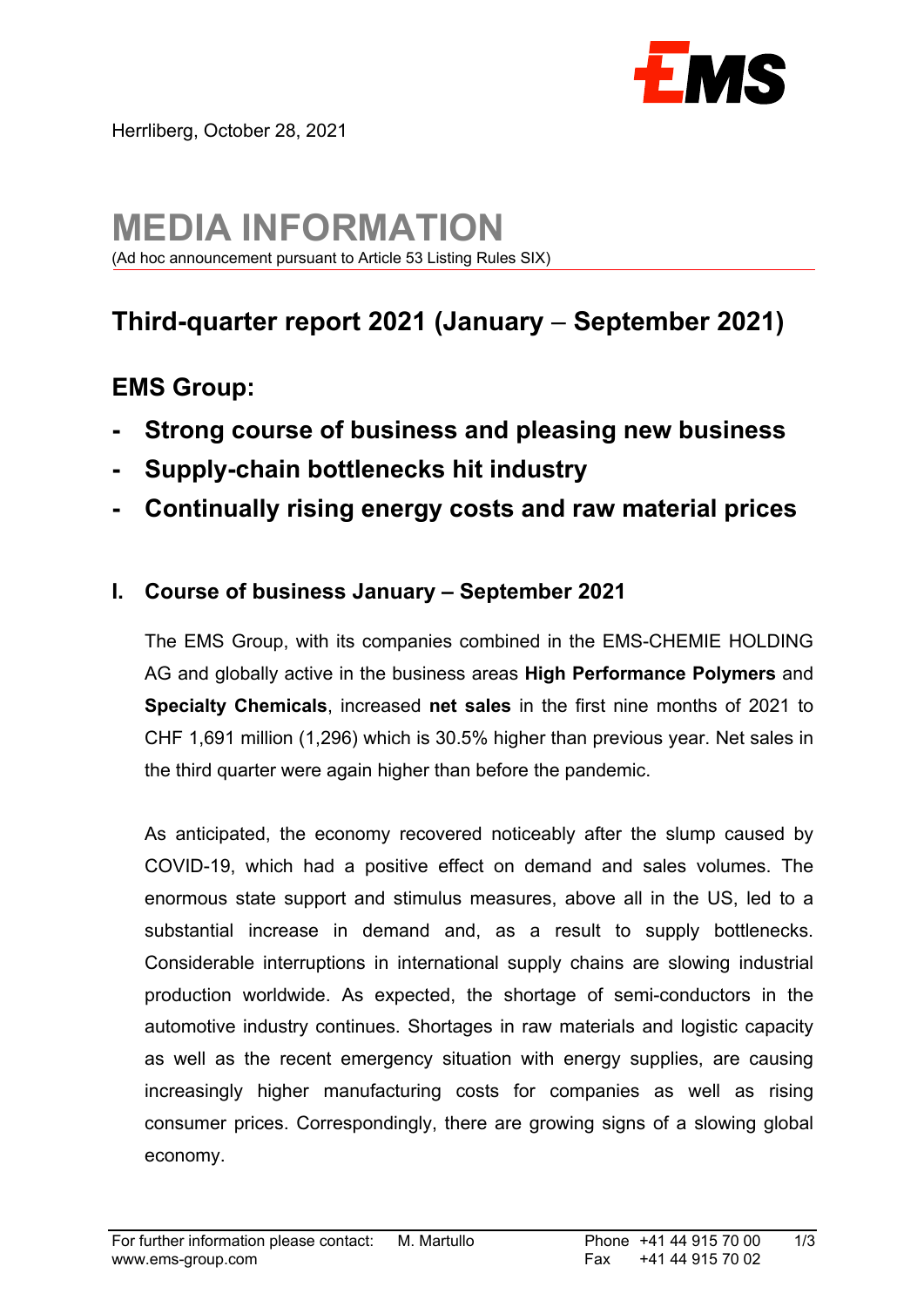Herrliberg, October 28, 2021

# MEDIA INFORMATION

(Ad hoc announcement pursuant to Article 53 Listing Rules SIX)

## Third-quarter report 2021 (January – September 2021)

## EMS Group:

- **Strong course of business and pleasing new business**
- **Supply-chain bottlenecks hit industry**
- **Continually rising energy costs and raw material prices**

### I. Course of business January – September 2021

The EMS Group, with its companies combined in the EMS-CHEMIE HOLDING AG and globally active in the business areas **High Performance Polymers** and **Specialty Chemicals**, increased **net sales** in the first nine months of 2021 to CHF 1,691 million (1,296) which is 30.5% higher than previous year. Net sales in the third quarter were again higher than before the pandemic.

As anticipated, the economy recovered noticeably after the slump caused by COVID-19, which had a positive effect on demand and sales volumes. The enormous state support and stimulus measures, above all in the US, led to a substantial increase in demand and, as a result to supply bottlenecks. Considerable interruptions in international supply chains are slowing industrial production worldwide. As expected, the shortage of semi-conductors in the automotive industry continues. Shortages in raw materials and logistic capacity as well as the recent emergency situation with energy supplies, are causing increasingly higher manufacturing costs for companies as well as rising consumer prices. Correspondingly, there are growing signs of a slowing global economy.

For further information please contact: M. Martullo | Phone +41 44 915 70 00 | Fax +41 44 915 70 02 | www.ems-group.com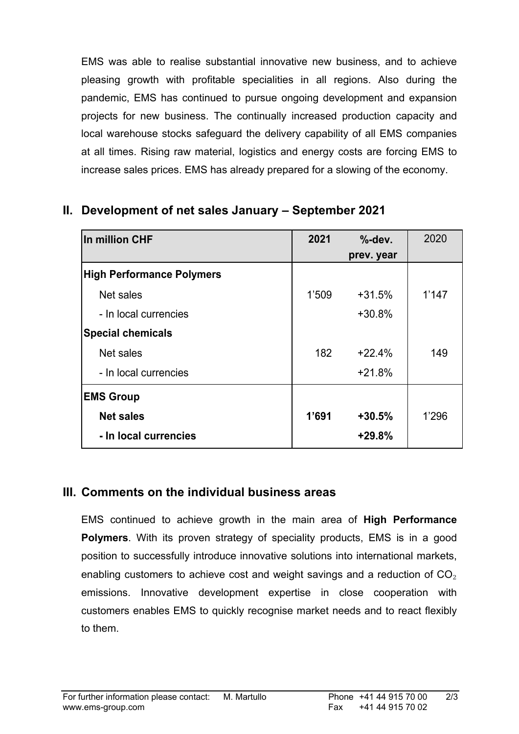EMS was able to realise substantial innovative new business, and to achieve pleasing growth with profitable specialities in all regions. Also during the pandemic, EMS has continued to pursue ongoing development and expansion projects for new business. The continually increased production capacity and local warehouse stocks safeguard the delivery capability of all EMS companies at all times. Rising raw material, logistics and energy costs are forcing EMS to increase sales prices. EMS has already prepared for a slowing of the economy.

## II. Development of net sales January – September 2021

| In million CHF | 2021 | %-dev. prev. year | 2020 |
|---|---|---|---|
| **High Performance Polymers** | | | |
| Net sales | 1'509 | +31.5% | 1'147 |
| - In local currencies | | +30.8% | |
| **Special chemicals** | | | |
| Net sales | 182 | +22.4% | 149 |
| - In local currencies | | +21.8% | |
| **EMS Group** | | | |
| **Net sales** | **1'691** | **+30.5%** | 1'296 |
| **- In local currencies** | | **+29.8%** | |

## III. Comments on the individual business areas

EMS continued to achieve growth in the main area of **High Performance Polymers**. With its proven strategy of speciality products, EMS is in a good position to successfully introduce innovative solutions into international markets, enabling customers to achieve cost and weight savings and a reduction of $CO_2$ emissions. Innovative development expertise in close cooperation with customers enables EMS to quickly recognise market needs and to react flexibly to them.

For further information please contact: M. Martullo | Phone +41 44 915 70 00 | Fax +41 44 915 70 02 | www.ems-group.com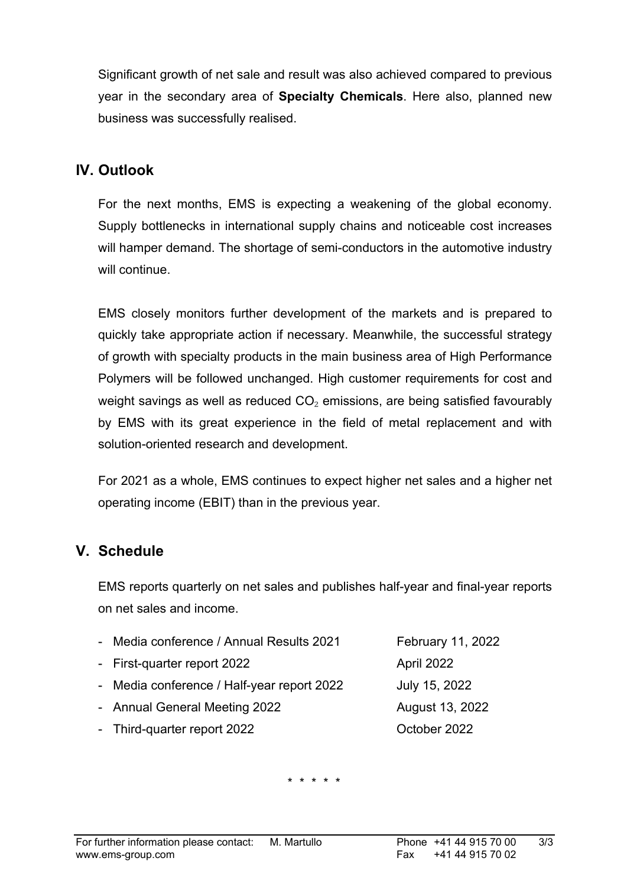Significant growth of net sale and result was also achieved compared to previous year in the secondary area of **Specialty Chemicals**. Here also, planned new business was successfully realised.

## IV. Outlook

For the next months, EMS is expecting a weakening of the global economy. Supply bottlenecks in international supply chains and noticeable cost increases will hamper demand. The shortage of semi-conductors in the automotive industry will continue.

EMS closely monitors further development of the markets and is prepared to quickly take appropriate action if necessary. Meanwhile, the successful strategy of growth with specialty products in the main business area of High Performance Polymers will be followed unchanged. High customer requirements for cost and weight savings as well as reduced $CO_2$ emissions, are being satisfied favourably by EMS with its great experience in the field of metal replacement and with solution-oriented research and development.

For 2021 as a whole, EMS continues to expect higher net sales and a higher net operating income (EBIT) than in the previous year.

## V. Schedule

EMS reports quarterly on net sales and publishes half-year and final-year reports on net sales and income.

| | |
|---|---|
| - Media conference / Annual Results 2021 | February 11, 2022 |
| - First-quarter report 2022 | April 2022 |
| - Media conference / Half-year report 2022 | July 15, 2022 |
| - Annual General Meeting 2022 | August 13, 2022 |
| - Third-quarter report 2022 | October 2022 |

\* \* \* \* \*

For further information please contact: M. Martullo  
www.ems-group.com  
Phone +41 44 915 70 00  
Fax +41 44 915 70 02